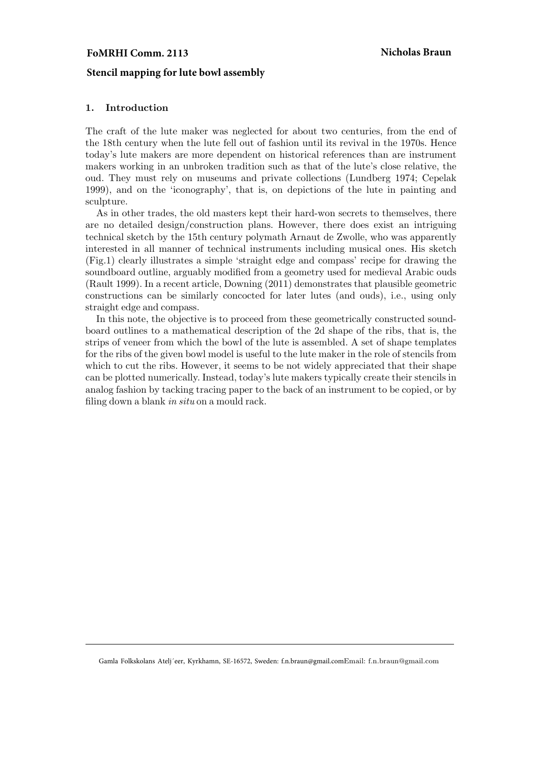**FoMRHI Comm. 2113** **Nicholas Braun**

## Stencil mapping for lute bowl assembly

### 1. Introduction

The craft of the lute maker was neglected for about two centuries, from the end of the 18th century when the lute fell out of fashion until its revival in the 1970s. Hence today's lute makers are more dependent on historical references than are instrument makers working in an unbroken tradition such as that of the lute's close relative, the oud. They must rely on museums and private collections (Lundberg 1974; Cepelak 1999), and on the 'iconography', that is, on depictions of the lute in painting and sculpture.

As in other trades, the old masters kept their hard-won secrets to themselves, there are no detailed design/construction plans. However, there does exist an intriguing technical sketch by the 15th century polymath Arnaut de Zwolle, who was apparently interested in all manner of technical instruments including musical ones. His sketch (Fig.1) clearly illustrates a simple 'straight edge and compass' recipe for drawing the soundboard outline, arguably modified from a geometry used for medieval Arabic ouds (Rault 1999). In a recent article, Downing (2011) demonstrates that plausible geometric constructions can be similarly concocted for later lutes (and ouds), i.e., using only straight edge and compass.

In this note, the objective is to proceed from these geometrically constructed soundboard outlines to a mathematical description of the 2d shape of the ribs, that is, the strips of veneer from which the bowl of the lute is assembled. A set of shape templates for the ribs of the given bowl model is useful to the lute maker in the role of stencils from which to cut the ribs. However, it seems to be not widely appreciated that their shape can be plotted numerically. Instead, today's lute makers typically create their stencils in analog fashion by tacking tracing paper to the back of an instrument to be copied, or by filing down a blank *in situ* on a mould rack.

---

Gamla Folkskolans Atelj´eer, Kyrkhamn, SE-16572, Sweden: f.n.braun@gmail.comEmail: f.n.braun@gmail.com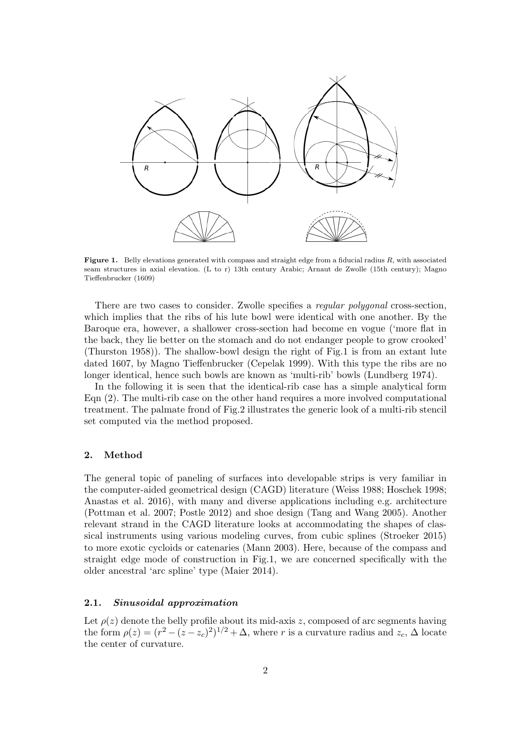**Figure 1.** Belly elevations generated with compass and straight edge from a fiducial radius $R$, with associated seam structures in axial elevation. (L to r) 13th century Arabic; Arnaut de Zwolle (15th century); Magno Tieffenbrucker (1609)

There are two cases to consider. Zwolle specifies a *regular polygonal* cross-section, which implies that the ribs of his lute bowl were identical with one another. By the Baroque era, however, a shallower cross-section had become en vogue ('more flat in the back, they lie better on the stomach and do not endanger people to grow crooked' (Thurston 1958)). The shallow-bowl design the right of Fig.1 is from an extant lute dated 1607, by Magno Tieffenbrucker (Cepelak 1999). With this type the ribs are no longer identical, hence such bowls are known as 'multi-rib' bowls (Lundberg 1974).

In the following it is seen that the identical-rib case has a simple analytical form Eqn (2). The multi-rib case on the other hand requires a more involved computational treatment. The palmate frond of Fig.2 illustrates the generic look of a multi-rib stencil set computed via the method proposed.

## 2. Method

The general topic of paneling of surfaces into developable strips is very familiar in the computer-aided geometrical design (CAGD) literature (Weiss 1988; Hoschek 1998; Anastas et al. 2016), with many and diverse applications including e.g. architecture (Pottman et al. 2007; Postle 2012) and shoe design (Tang and Wang 2005). Another relevant strand in the CAGD literature looks at accommodating the shapes of classical instruments using various modeling curves, from cubic splines (Stroeker 2015) to more exotic cycloids or catenaries (Mann 2003). Here, because of the compass and straight edge mode of construction in Fig.1, we are concerned specifically with the older ancestral 'arc spline' type (Maier 2014).

### 2.1. *Sinusoidal approximation*

Let $\rho(z)$ denote the belly profile about its mid-axis $z$, composed of arc segments having the form $\rho(z) = (r^2 - (z - z_c)^2)^{1/2} + \Delta$, where $r$ is a curvature radius and $z_c$, $\Delta$ locate the center of curvature.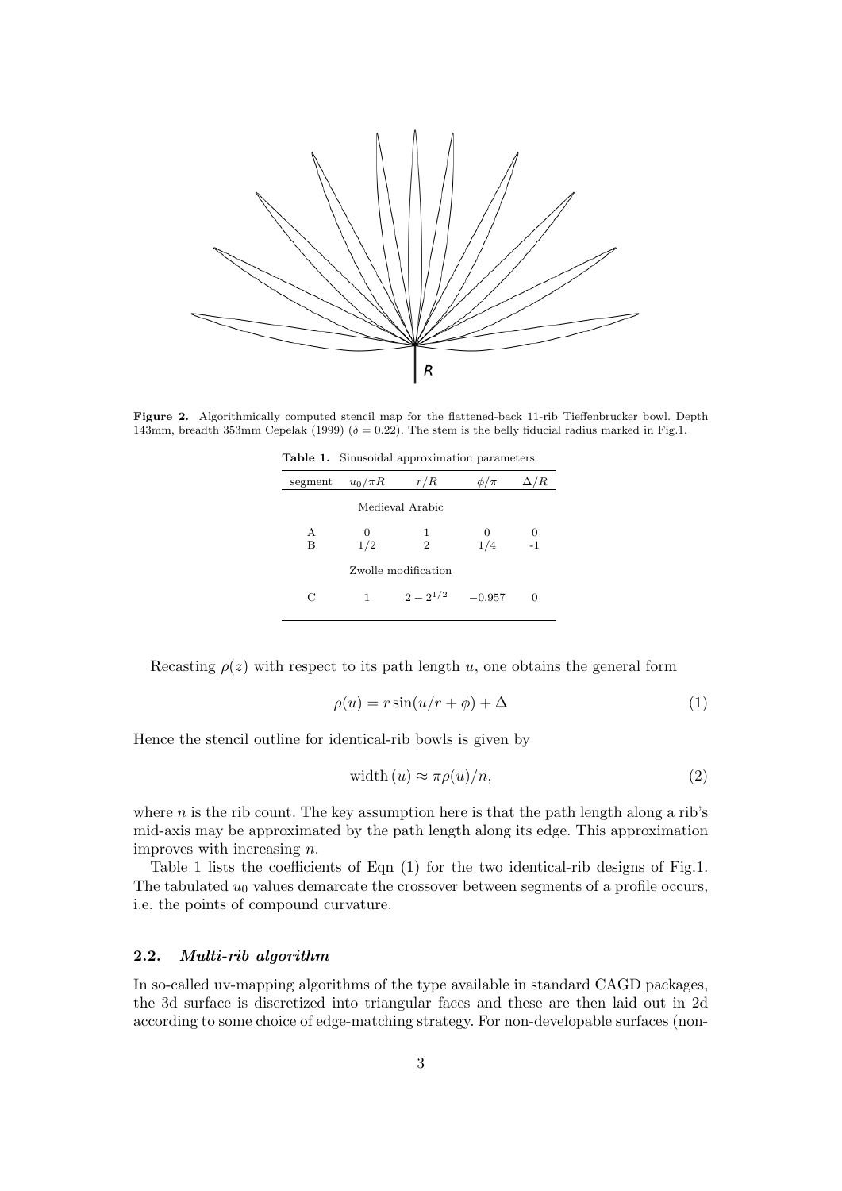**Figure 2.** Algorithmically computed stencil map for the flattened-back 11-rib Tieffenbrucker bowl. Depth 143mm, breadth 353mm Cepelak (1999) ($\delta = 0.22$). The stem is the belly fiducial radius marked in Fig.1.

**Table 1.** Sinusoidal approximation parameters

| segment | $u_0/\pi R$ | $r/R$ | $\phi/\pi$ | $\Delta/R$ |
|---|---|---|---|---|
| | | Medieval Arabic | | |
| A | 0 | 1 | 0 | 0 |
| B | 1/2 | 2 | 1/4 | -1 |
| | | Zwolle modification | | |
| C | 1 | $2 - 2^{1/2}$ | $-0.957$ | 0 |

Recasting $\rho(z)$ with respect to its path length $u$, one obtains the general form

$$\rho(u) = r \sin(u/r + \phi) + \Delta \tag{1}$$

Hence the stencil outline for identical-rib bowls is given by

$$\text{width}\,(u) \approx \pi \rho(u)/n, \tag{2}$$

where $n$ is the rib count. The key assumption here is that the path length along a rib's mid-axis may be approximated by the path length along its edge. This approximation improves with increasing $n$.

Table 1 lists the coefficients of Eqn (1) for the two identical-rib designs of Fig.1. The tabulated $u_0$ values demarcate the crossover between segments of a profile occurs, i.e. the points of compound curvature.

### 2.2. *Multi-rib algorithm*

In so-called uv-mapping algorithms of the type available in standard CAGD packages, the 3d surface is discretized into triangular faces and these are then laid out in 2d according to some choice of edge-matching strategy. For non-developable surfaces (non-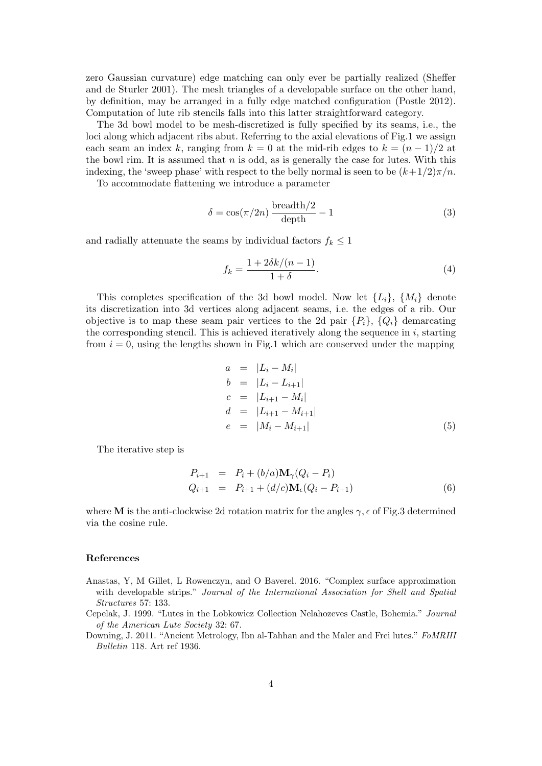zero Gaussian curvature) edge matching can only ever be partially realized (Sheffer and de Sturler 2001). The mesh triangles of a developable surface on the other hand, by definition, may be arranged in a fully edge matched configuration (Postle 2012). Computation of lute rib stencils falls into this latter straightforward category.

The 3d bowl model to be mesh-discretized is fully specified by its seams, i.e., the loci along which adjacent ribs abut. Referring to the axial elevations of Fig.1 we assign each seam an index $k$, ranging from $k = 0$ at the mid-rib edges to $k = (n-1)/2$ at the bowl rim. It is assumed that $n$ is odd, as is generally the case for lutes. With this indexing, the 'sweep phase' with respect to the belly normal is seen to be $(k+1/2)\pi/n$.

To accommodate flattening we introduce a parameter

$$\delta = \cos(\pi/2n)\,\frac{\text{breadth}/2}{\text{depth}} - 1 \tag{3}$$

and radially attenuate the seams by individual factors $f_k \leq 1$

$$f_k = \frac{1 + 2\delta k/(n-1)}{1+\delta}. \tag{4}$$

This completes specification of the 3d bowl model. Now let $\{L_i\}$, $\{M_i\}$ denote its discretization into 3d vertices along adjacent seams, i.e. the edges of a rib. Our objective is to map these seam pair vertices to the 2d pair $\{P_i\}$, $\{Q_i\}$ demarcating the corresponding stencil. This is achieved iteratively along the sequence in $i$, starting from $i = 0$, using the lengths shown in Fig.1 which are conserved under the mapping

$$\begin{aligned}
a &= |L_i - M_i| \\
b &= |L_i - L_{i+1}| \\
c &= |L_{i+1} - M_i| \\
d &= |L_{i+1} - M_{i+1}| \\
e &= |M_i - M_{i+1}|
\end{aligned} \tag{5}$$

The iterative step is

$$\begin{aligned}
P_{i+1} &= P_i + (b/a)\mathbf{M}_\gamma(Q_i - P_i) \\
Q_{i+1} &= P_{i+1} + (d/c)\mathbf{M}_\epsilon(Q_i - P_{i+1})
\end{aligned} \tag{6}$$

where $\mathbf{M}$ is the anti-clockwise 2d rotation matrix for the angles $\gamma, \epsilon$ of Fig.3 determined via the cosine rule.

## References

Anastas, Y, M Gillet, L Rowenczyn, and O Baverel. 2016. "Complex surface approximation with developable strips." *Journal of the International Association for Shell and Spatial Structures* 57: 133.

Cepelak, J. 1999. "Lutes in the Lobkowicz Collection Nelahozeves Castle, Bohemia." *Journal of the American Lute Society* 32: 67.

Downing, J. 2011. "Ancient Metrology, Ibn al-Tahhan and the Maler and Frei lutes." *FoMRHI Bulletin* 118. Art ref 1936.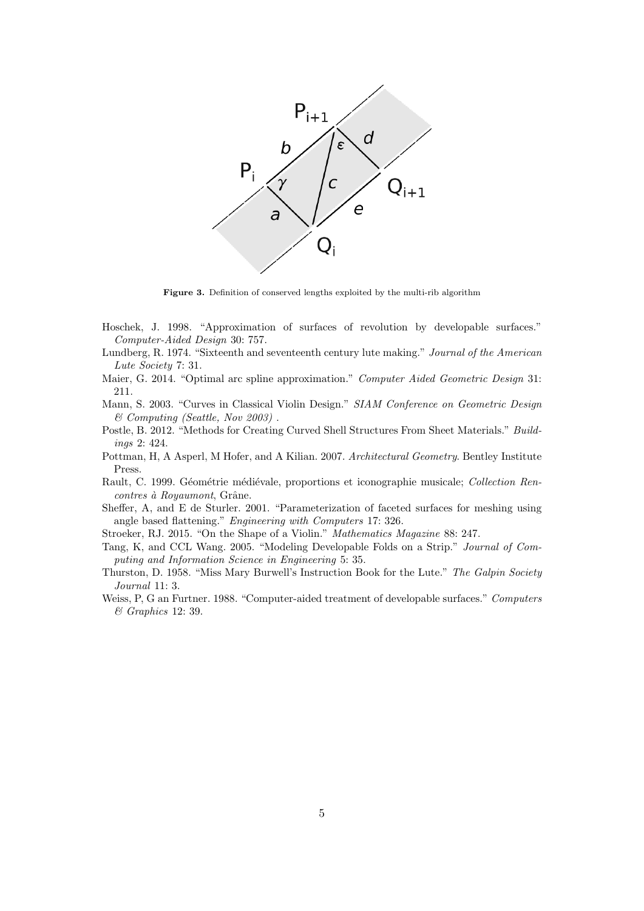P_{i+1}

b

ε

d

P_i

γ

c

Q_{i+1}

a

e

Q_i

**Figure 3.** Definition of conserved lengths exploited by the multi-rib algorithm

Hoschek, J. 1998. "Approximation of surfaces of revolution by developable surfaces." *Computer-Aided Design* 30: 757.

Lundberg, R. 1974. "Sixteenth and seventeenth century lute making." *Journal of the American Lute Society* 7: 31.

Maier, G. 2014. "Optimal arc spline approximation." *Computer Aided Geometric Design* 31: 211.

Mann, S. 2003. "Curves in Classical Violin Design." *SIAM Conference on Geometric Design & Computing (Seattle, Nov 2003)* .

Postle, B. 2012. "Methods for Creating Curved Shell Structures From Sheet Materials." *Buildings* 2: 424.

Pottman, H, A Asperl, M Hofer, and A Kilian. 2007. *Architectural Geometry*. Bentley Institute Press.

Rault, C. 1999. Géométrie médiévale, proportions et iconographie musicale; *Collection Rencontres à Royaumont*, Grâne.

Sheffer, A, and E de Sturler. 2001. "Parameterization of faceted surfaces for meshing using angle based flattening." *Engineering with Computers* 17: 326.

Stroeker, RJ. 2015. "On the Shape of a Violin." *Mathematics Magazine* 88: 247.

Tang, K, and CCL Wang. 2005. "Modeling Developable Folds on a Strip." *Journal of Computing and Information Science in Engineering* 5: 35.

Thurston, D. 1958. "Miss Mary Burwell's Instruction Book for the Lute." *The Galpin Society Journal* 11: 3.

Weiss, P, G an Furtner. 1988. "Computer-aided treatment of developable surfaces." *Computers & Graphics* 12: 39.